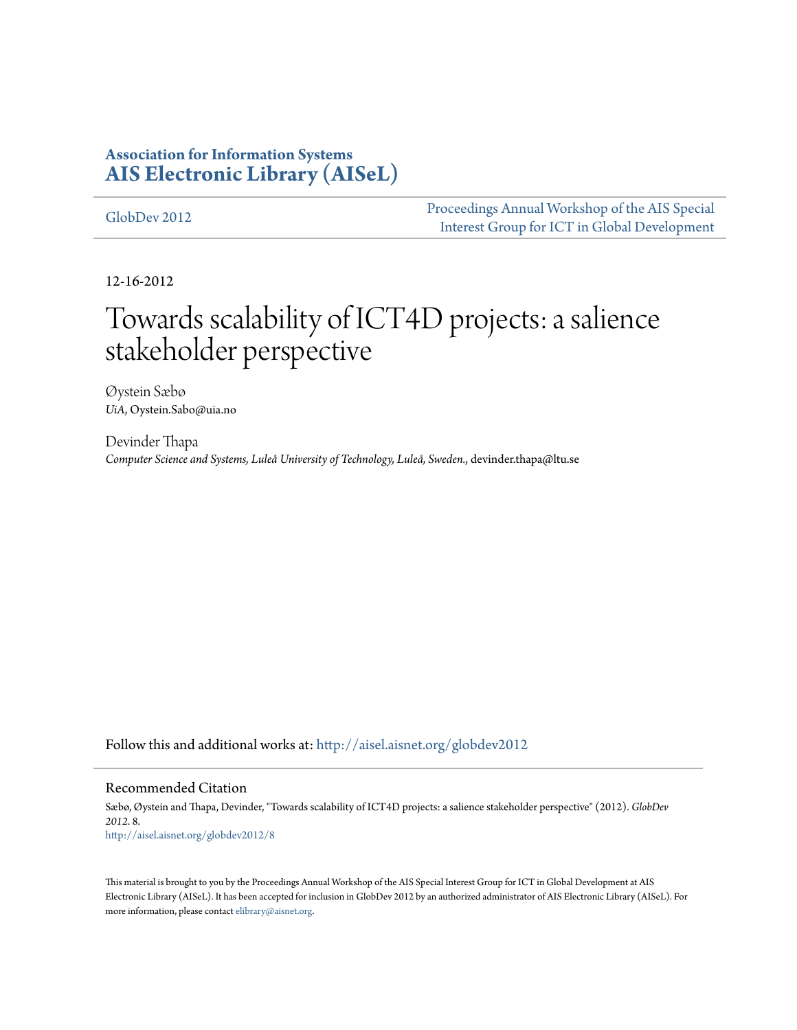**Association for Information Systems**
**AIS Electronic Library (AISeL)**

GlobDev 2012 | Proceedings Annual Workshop of the AIS Special Interest Group for ICT in Global Development

12-16-2012

# Towards scalability of ICT4D projects: a salience stakeholder perspective

Øystein Sæbø
*UiA*, Oystein.Sabo@uia.no

Devinder Thapa
*Computer Science and Systems, Luleå University of Technology, Luleå, Sweden.*, devinder.thapa@ltu.se

Follow this and additional works at: http://aisel.aisnet.org/globdev2012

## Recommended Citation

Sæbø, Øystein and Thapa, Devinder, "Towards scalability of ICT4D projects: a salience stakeholder perspective" (2012). *GlobDev 2012*. 8.
http://aisel.aisnet.org/globdev2012/8

This material is brought to you by the Proceedings Annual Workshop of the AIS Special Interest Group for ICT in Global Development at AIS Electronic Library (AISeL). It has been accepted for inclusion in GlobDev 2012 by an authorized administrator of AIS Electronic Library (AISeL). For more information, please contact elibrary@aisnet.org.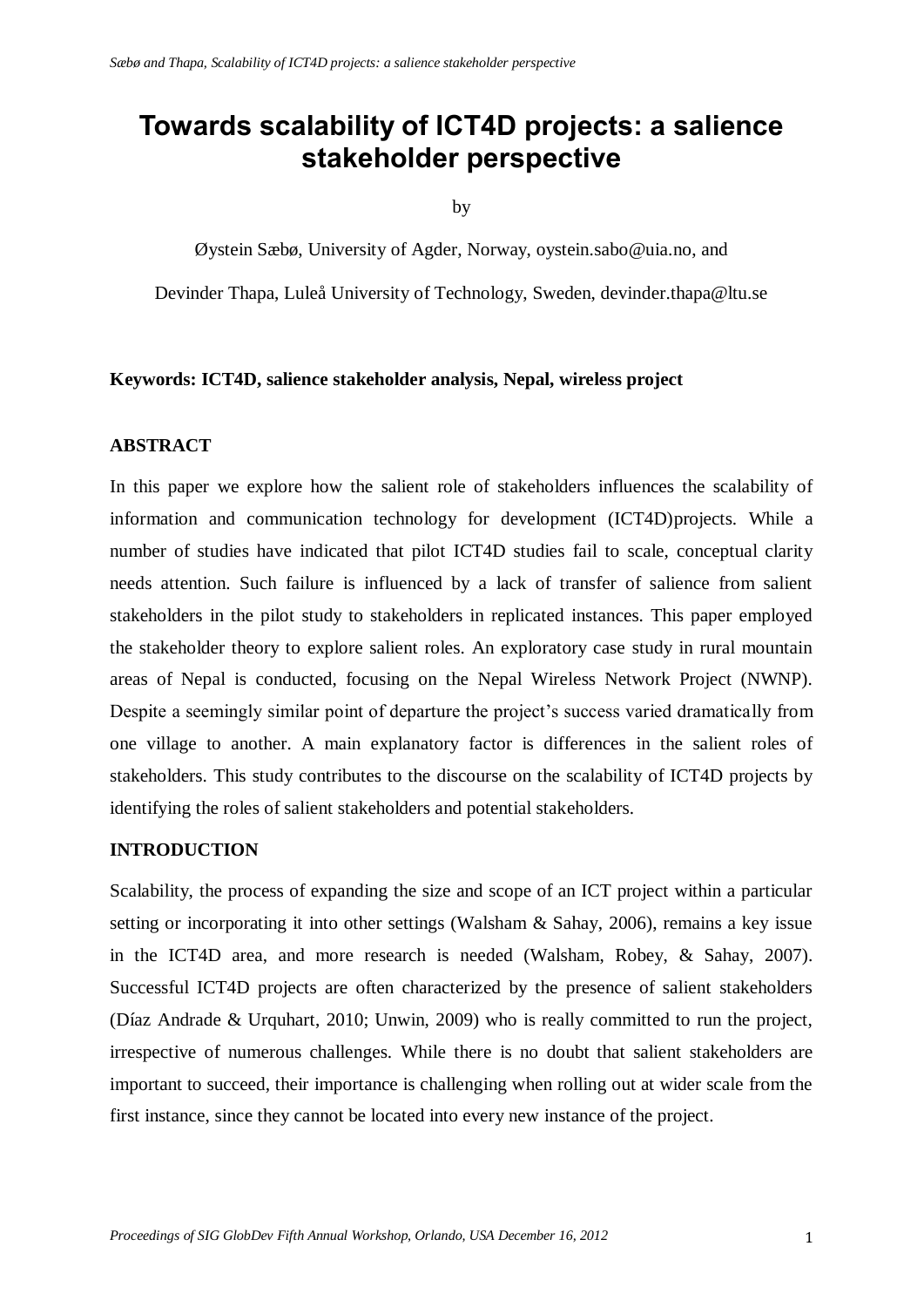# Towards scalability of ICT4D projects: a salience stakeholder perspective

by

Øystein Sæbø, University of Agder, Norway, oystein.sabo@uia.no, and

Devinder Thapa, Luleå University of Technology, Sweden, devinder.thapa@ltu.se

**Keywords: ICT4D, salience stakeholder analysis, Nepal, wireless project**

## ABSTRACT

In this paper we explore how the salient role of stakeholders influences the scalability of information and communication technology for development (ICT4D)projects. While a number of studies have indicated that pilot ICT4D studies fail to scale, conceptual clarity needs attention. Such failure is influenced by a lack of transfer of salience from salient stakeholders in the pilot study to stakeholders in replicated instances. This paper employed the stakeholder theory to explore salient roles. An exploratory case study in rural mountain areas of Nepal is conducted, focusing on the Nepal Wireless Network Project (NWNP). Despite a seemingly similar point of departure the project's success varied dramatically from one village to another. A main explanatory factor is differences in the salient roles of stakeholders. This study contributes to the discourse on the scalability of ICT4D projects by identifying the roles of salient stakeholders and potential stakeholders.

## INTRODUCTION

Scalability, the process of expanding the size and scope of an ICT project within a particular setting or incorporating it into other settings (Walsham & Sahay, 2006), remains a key issue in the ICT4D area, and more research is needed (Walsham, Robey, & Sahay, 2007). Successful ICT4D projects are often characterized by the presence of salient stakeholders (Díaz Andrade & Urquhart, 2010; Unwin, 2009) who is really committed to run the project, irrespective of numerous challenges. While there is no doubt that salient stakeholders are important to succeed, their importance is challenging when rolling out at wider scale from the first instance, since they cannot be located into every new instance of the project.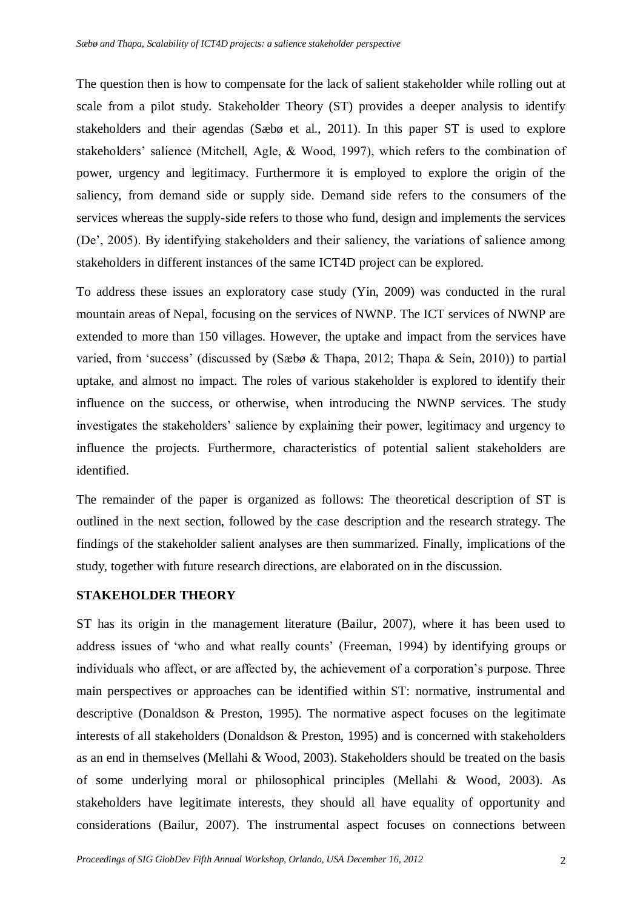The question then is how to compensate for the lack of salient stakeholder while rolling out at scale from a pilot study. Stakeholder Theory (ST) provides a deeper analysis to identify stakeholders and their agendas (Sæbø et al., 2011). In this paper ST is used to explore stakeholders' salience (Mitchell, Agle, & Wood, 1997), which refers to the combination of power, urgency and legitimacy. Furthermore it is employed to explore the origin of the saliency, from demand side or supply side. Demand side refers to the consumers of the services whereas the supply-side refers to those who fund, design and implements the services (De', 2005). By identifying stakeholders and their saliency, the variations of salience among stakeholders in different instances of the same ICT4D project can be explored.

To address these issues an exploratory case study (Yin, 2009) was conducted in the rural mountain areas of Nepal, focusing on the services of NWNP. The ICT services of NWNP are extended to more than 150 villages. However, the uptake and impact from the services have varied, from 'success' (discussed by (Sæbø & Thapa, 2012; Thapa & Sein, 2010)) to partial uptake, and almost no impact. The roles of various stakeholder is explored to identify their influence on the success, or otherwise, when introducing the NWNP services. The study investigates the stakeholders' salience by explaining their power, legitimacy and urgency to influence the projects. Furthermore, characteristics of potential salient stakeholders are identified.

The remainder of the paper is organized as follows: The theoretical description of ST is outlined in the next section, followed by the case description and the research strategy. The findings of the stakeholder salient analyses are then summarized. Finally, implications of the study, together with future research directions, are elaborated on in the discussion.

## STAKEHOLDER THEORY

ST has its origin in the management literature (Bailur, 2007), where it has been used to address issues of 'who and what really counts' (Freeman, 1994) by identifying groups or individuals who affect, or are affected by, the achievement of a corporation's purpose. Three main perspectives or approaches can be identified within ST: normative, instrumental and descriptive (Donaldson & Preston, 1995). The normative aspect focuses on the legitimate interests of all stakeholders (Donaldson & Preston, 1995) and is concerned with stakeholders as an end in themselves (Mellahi & Wood, 2003). Stakeholders should be treated on the basis of some underlying moral or philosophical principles (Mellahi & Wood, 2003). As stakeholders have legitimate interests, they should all have equality of opportunity and considerations (Bailur, 2007). The instrumental aspect focuses on connections between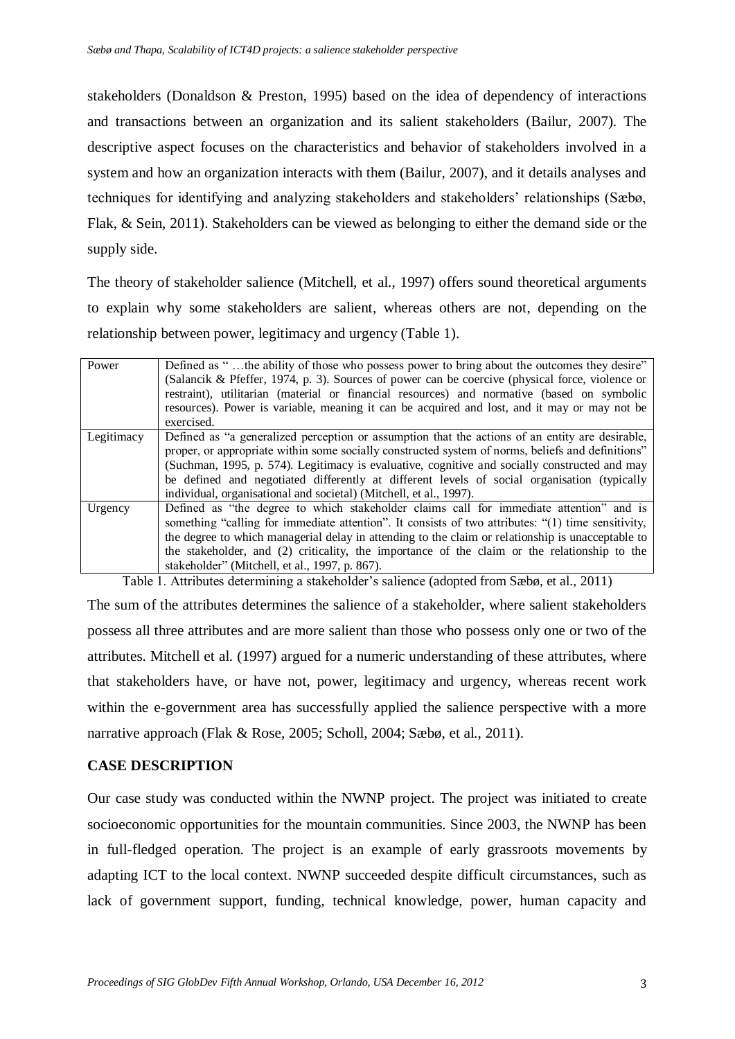stakeholders (Donaldson & Preston, 1995) based on the idea of dependency of interactions and transactions between an organization and its salient stakeholders (Bailur, 2007). The descriptive aspect focuses on the characteristics and behavior of stakeholders involved in a system and how an organization interacts with them (Bailur, 2007), and it details analyses and techniques for identifying and analyzing stakeholders and stakeholders' relationships (Sæbø, Flak, & Sein, 2011). Stakeholders can be viewed as belonging to either the demand side or the supply side.

The theory of stakeholder salience (Mitchell, et al., 1997) offers sound theoretical arguments to explain why some stakeholders are salient, whereas others are not, depending on the relationship between power, legitimacy and urgency (Table 1).

| | |
|---|---|
| Power | Defined as " …the ability of those who possess power to bring about the outcomes they desire" (Salancik & Pfeffer, 1974, p. 3). Sources of power can be coercive (physical force, violence or restraint), utilitarian (material or financial resources) and normative (based on symbolic resources). Power is variable, meaning it can be acquired and lost, and it may or may not be exercised. |
| Legitimacy | Defined as "a generalized perception or assumption that the actions of an entity are desirable, proper, or appropriate within some socially constructed system of norms, beliefs and definitions" (Suchman, 1995, p. 574). Legitimacy is evaluative, cognitive and socially constructed and may be defined and negotiated differently at different levels of social organisation (typically individual, organisational and societal) (Mitchell, et al., 1997). |
| Urgency | Defined as "the degree to which stakeholder claims call for immediate attention" and is something "calling for immediate attention". It consists of two attributes: "(1) time sensitivity, the degree to which managerial delay in attending to the claim or relationship is unacceptable to the stakeholder, and (2) criticality, the importance of the claim or the relationship to the stakeholder" (Mitchell, et al., 1997, p. 867). |

Table 1. Attributes determining a stakeholder's salience (adopted from Sæbø, et al., 2011)

The sum of the attributes determines the salience of a stakeholder, where salient stakeholders possess all three attributes and are more salient than those who possess only one or two of the attributes. Mitchell et al. (1997) argued for a numeric understanding of these attributes, where that stakeholders have, or have not, power, legitimacy and urgency, whereas recent work within the e-government area has successfully applied the salience perspective with a more narrative approach (Flak & Rose, 2005; Scholl, 2004; Sæbø, et al., 2011).

## CASE DESCRIPTION

Our case study was conducted within the NWNP project. The project was initiated to create socioeconomic opportunities for the mountain communities. Since 2003, the NWNP has been in full-fledged operation. The project is an example of early grassroots movements by adapting ICT to the local context. NWNP succeeded despite difficult circumstances, such as lack of government support, funding, technical knowledge, power, human capacity and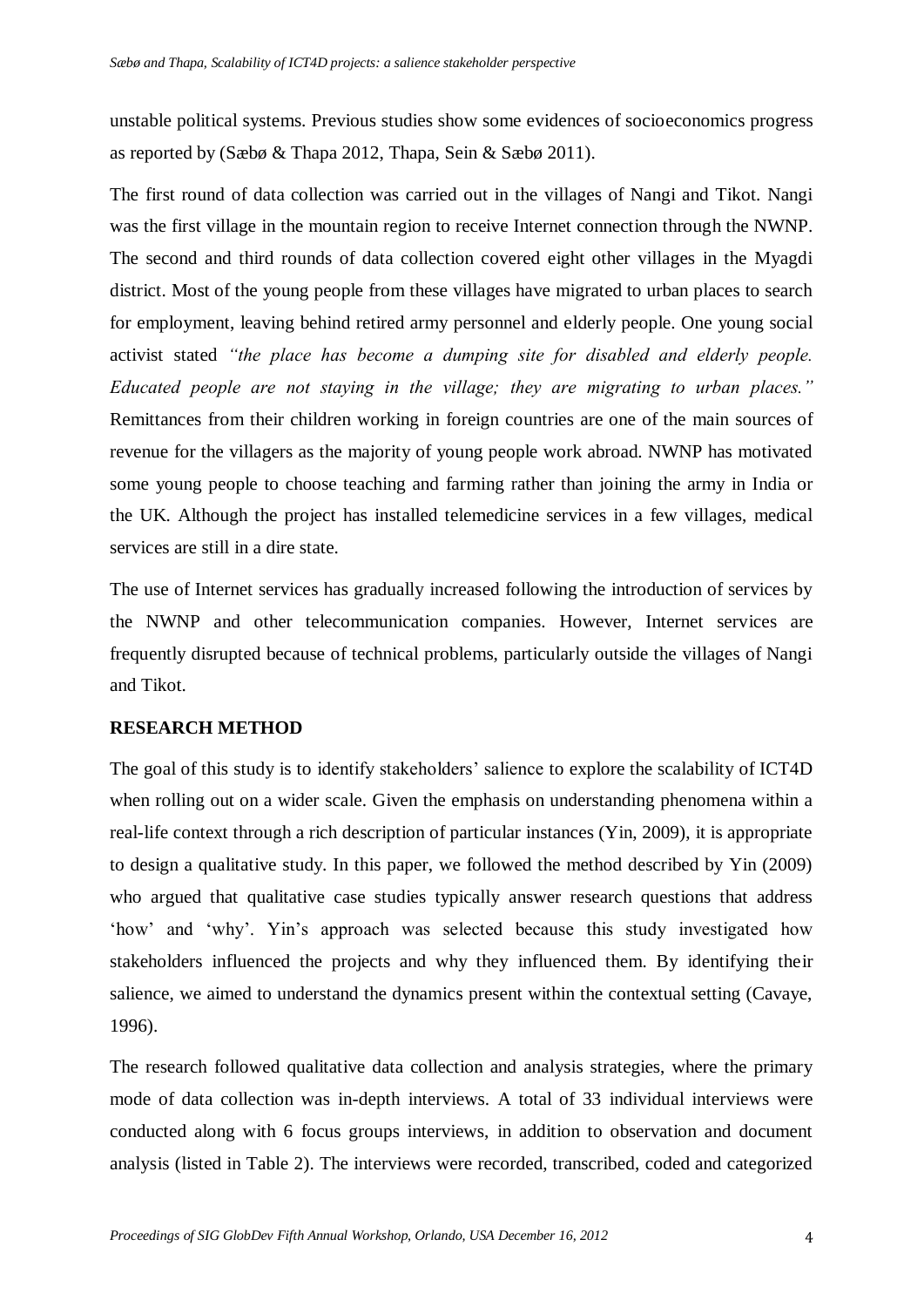unstable political systems. Previous studies show some evidences of socioeconomics progress as reported by (Sæbø & Thapa 2012, Thapa, Sein & Sæbø 2011).

The first round of data collection was carried out in the villages of Nangi and Tikot. Nangi was the first village in the mountain region to receive Internet connection through the NWNP. The second and third rounds of data collection covered eight other villages in the Myagdi district. Most of the young people from these villages have migrated to urban places to search for employment, leaving behind retired army personnel and elderly people. One young social activist stated *"the place has become a dumping site for disabled and elderly people. Educated people are not staying in the village; they are migrating to urban places."* Remittances from their children working in foreign countries are one of the main sources of revenue for the villagers as the majority of young people work abroad. NWNP has motivated some young people to choose teaching and farming rather than joining the army in India or the UK. Although the project has installed telemedicine services in a few villages, medical services are still in a dire state.

The use of Internet services has gradually increased following the introduction of services by the NWNP and other telecommunication companies. However, Internet services are frequently disrupted because of technical problems, particularly outside the villages of Nangi and Tikot.

## RESEARCH METHOD

The goal of this study is to identify stakeholders' salience to explore the scalability of ICT4D when rolling out on a wider scale. Given the emphasis on understanding phenomena within a real-life context through a rich description of particular instances (Yin, 2009), it is appropriate to design a qualitative study. In this paper, we followed the method described by Yin (2009) who argued that qualitative case studies typically answer research questions that address 'how' and 'why'. Yin's approach was selected because this study investigated how stakeholders influenced the projects and why they influenced them. By identifying their salience, we aimed to understand the dynamics present within the contextual setting (Cavaye, 1996).

The research followed qualitative data collection and analysis strategies, where the primary mode of data collection was in-depth interviews. A total of 33 individual interviews were conducted along with 6 focus groups interviews, in addition to observation and document analysis (listed in Table 2). The interviews were recorded, transcribed, coded and categorized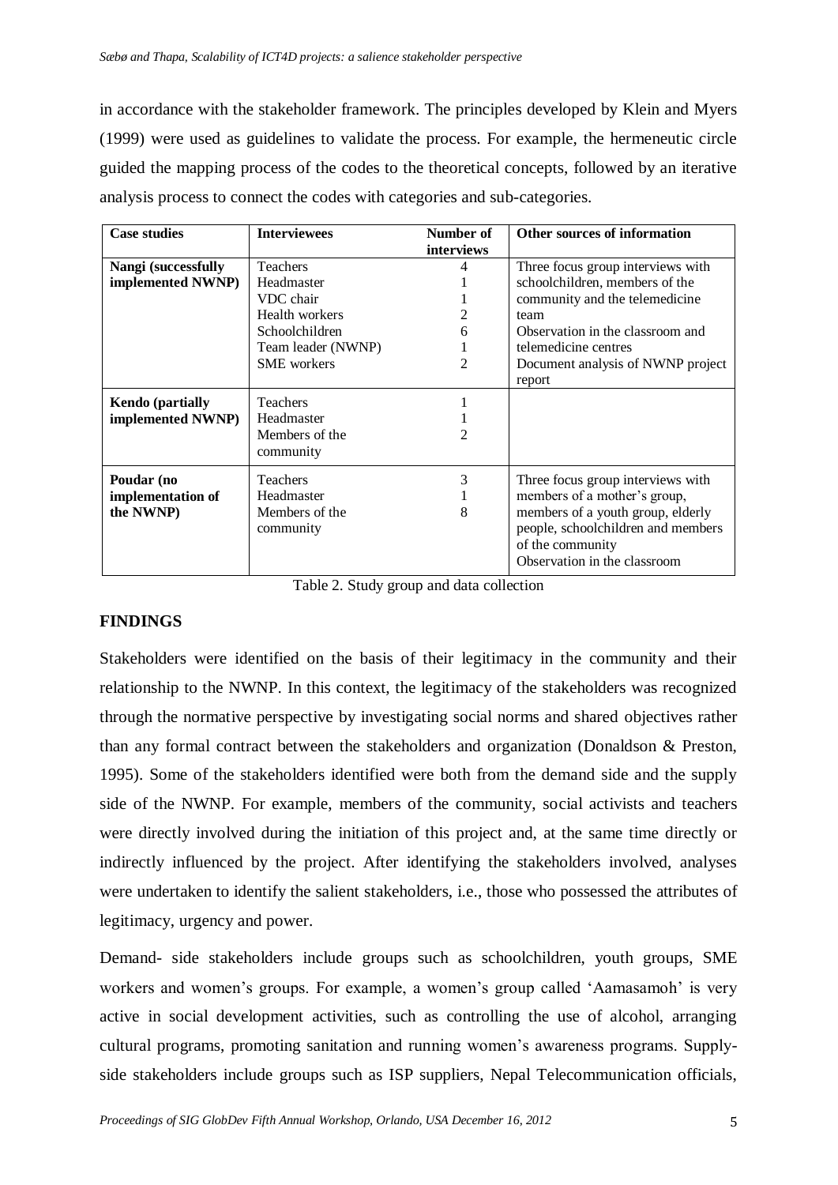in accordance with the stakeholder framework. The principles developed by Klein and Myers (1999) were used as guidelines to validate the process. For example, the hermeneutic circle guided the mapping process of the codes to the theoretical concepts, followed by an iterative analysis process to connect the codes with categories and sub-categories.

| Case studies | Interviewees | Number of interviews | Other sources of information |
|---|---|---|---|
| **Nangi (successfully implemented NWNP)** | Teachers<br>Headmaster<br>VDC chair<br>Health workers<br>Schoolchildren<br>Team leader (NWNP)<br>SME workers | 4<br>1<br>1<br>2<br>6<br>1<br>2 | Three focus group interviews with schoolchildren, members of the community and the telemedicine team<br>Observation in the classroom and telemedicine centres<br>Document analysis of NWNP project report |
| **Kendo (partially implemented NWNP)** | Teachers<br>Headmaster<br>Members of the community | 1<br>1<br>2 | |
| **Poudar (no implementation of the NWNP)** | Teachers<br>Headmaster<br>Members of the community | 3<br>1<br>8 | Three focus group interviews with members of a mother's group, members of a youth group, elderly people, schoolchildren and members of the community<br>Observation in the classroom |

Table 2. Study group and data collection

## FINDINGS

Stakeholders were identified on the basis of their legitimacy in the community and their relationship to the NWNP. In this context, the legitimacy of the stakeholders was recognized through the normative perspective by investigating social norms and shared objectives rather than any formal contract between the stakeholders and organization (Donaldson & Preston, 1995). Some of the stakeholders identified were both from the demand side and the supply side of the NWNP. For example, members of the community, social activists and teachers were directly involved during the initiation of this project and, at the same time directly or indirectly influenced by the project. After identifying the stakeholders involved, analyses were undertaken to identify the salient stakeholders, i.e., those who possessed the attributes of legitimacy, urgency and power.

Demand- side stakeholders include groups such as schoolchildren, youth groups, SME workers and women's groups. For example, a women's group called 'Aamasamoh' is very active in social development activities, such as controlling the use of alcohol, arranging cultural programs, promoting sanitation and running women's awareness programs. Supply-side stakeholders include groups such as ISP suppliers, Nepal Telecommunication officials,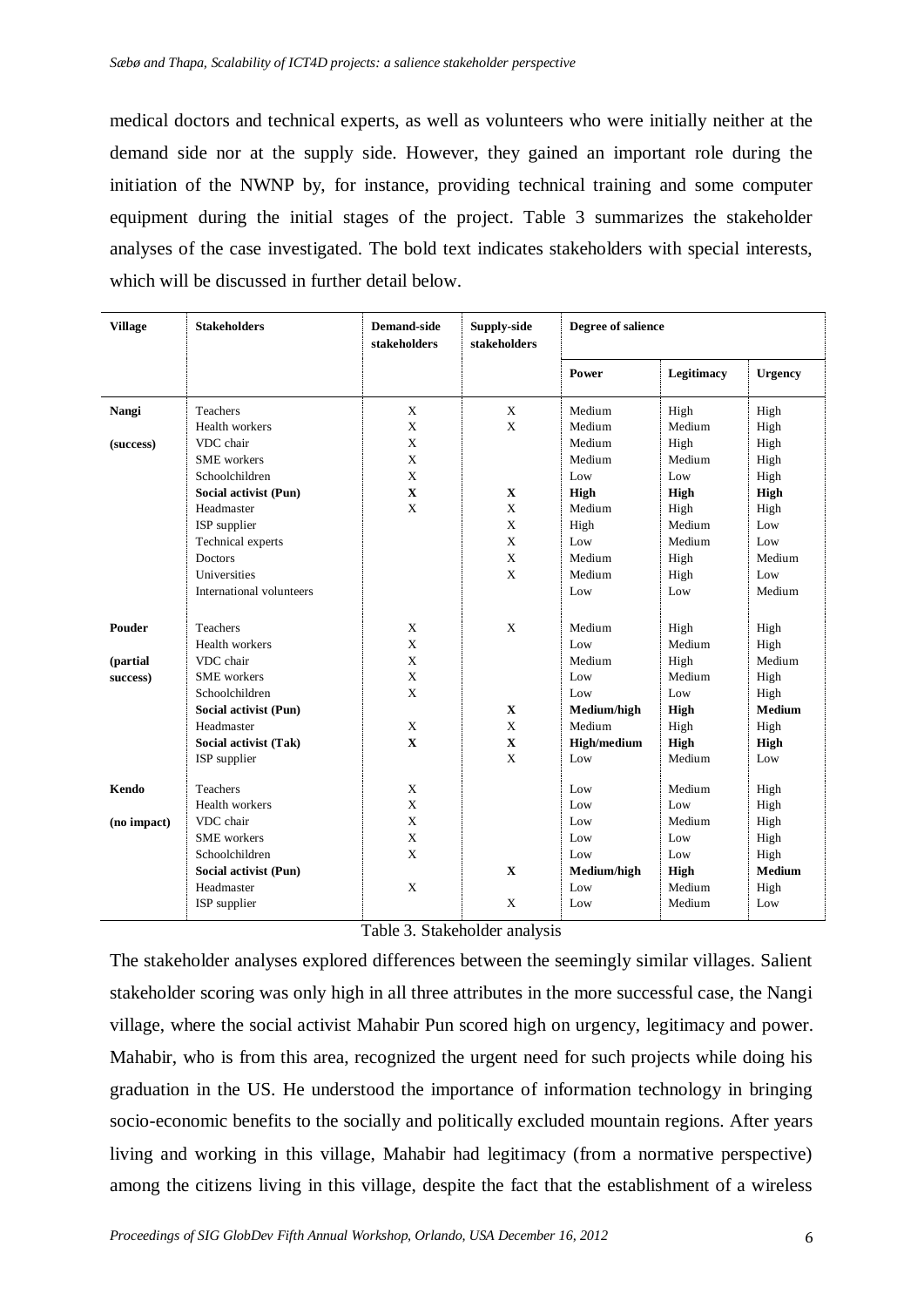medical doctors and technical experts, as well as volunteers who were initially neither at the demand side nor at the supply side. However, they gained an important role during the initiation of the NWNP by, for instance, providing technical training and some computer equipment during the initial stages of the project. Table 3 summarizes the stakeholder analyses of the case investigated. The bold text indicates stakeholders with special interests, which will be discussed in further detail below.

| Village | Stakeholders | Demand-side stakeholders | Supply-side stakeholders | Degree of salience | | |
|---|---|---|---|---|---|---|
| | | | | Power | Legitimacy | Urgency |
| **Nangi** | Teachers | X | X | Medium | High | High |
| | Health workers | X | X | Medium | Medium | High |
| **(success)** | VDC chair | X | | Medium | High | High |
| | SME workers | X | | Medium | Medium | High |
| | Schoolchildren | X | | Low | Low | High |
| | **Social activist (Pun)** | **X** | **X** | **High** | **High** | **High** |
| | Headmaster | X | X | Medium | High | High |
| | ISP supplier | | X | High | Medium | Low |
| | Technical experts | | X | Low | Medium | Low |
| | Doctors | | X | Medium | High | Medium |
| | Universities | | X | Medium | High | Low |
| | International volunteers | | | Low | Low | Medium |
| **Pouder** | Teachers | X | X | Medium | High | High |
| | Health workers | X | | Low | Medium | High |
| **(partial success)** | VDC chair | X | | Medium | High | Medium |
| | SME workers | X | | Low | Medium | High |
| | Schoolchildren | X | | Low | Low | High |
| | **Social activist (Pun)** | | **X** | **Medium/high** | **High** | **Medium** |
| | Headmaster | X | X | Medium | High | High |
| | **Social activist (Tak)** | **X** | **X** | **High/medium** | **High** | **High** |
| | ISP supplier | | X | Low | Medium | Low |
| **Kendo** | Teachers | X | | Low | Medium | High |
| | Health workers | X | | Low | Low | High |
| **(no impact)** | VDC chair | X | | Low | Medium | High |
| | SME workers | X | | Low | Low | High |
| | Schoolchildren | X | | Low | Low | High |
| | **Social activist (Pun)** | | **X** | **Medium/high** | **High** | **Medium** |
| | Headmaster | X | | Low | Medium | High |
| | ISP supplier | | X | Low | Medium | Low |

Table 3. Stakeholder analysis

The stakeholder analyses explored differences between the seemingly similar villages. Salient stakeholder scoring was only high in all three attributes in the more successful case, the Nangi village, where the social activist Mahabir Pun scored high on urgency, legitimacy and power. Mahabir, who is from this area, recognized the urgent need for such projects while doing his graduation in the US. He understood the importance of information technology in bringing socio-economic benefits to the socially and politically excluded mountain regions. After years living and working in this village, Mahabir had legitimacy (from a normative perspective) among the citizens living in this village, despite the fact that the establishment of a wireless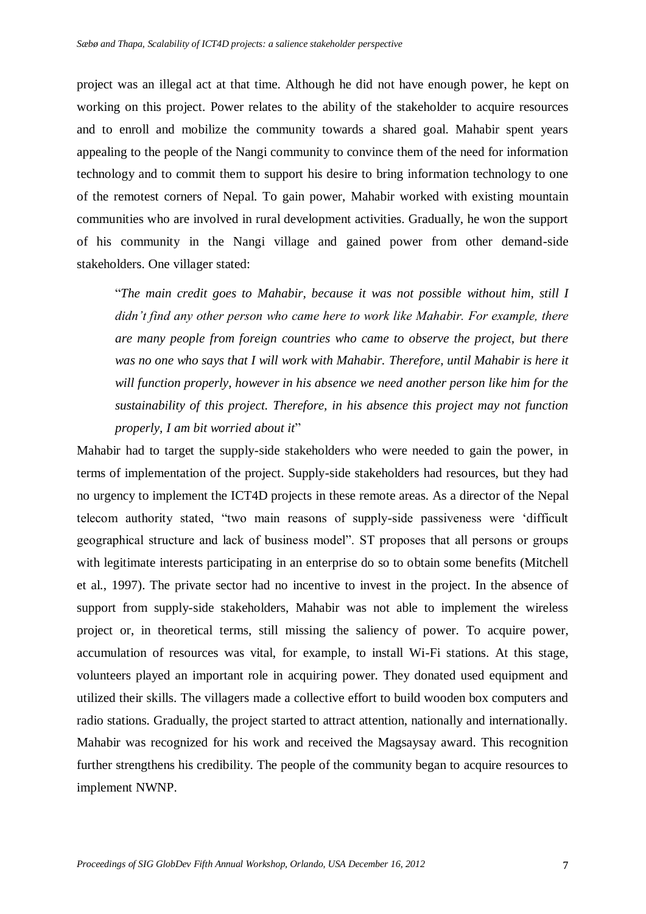project was an illegal act at that time. Although he did not have enough power, he kept on working on this project. Power relates to the ability of the stakeholder to acquire resources and to enroll and mobilize the community towards a shared goal. Mahabir spent years appealing to the people of the Nangi community to convince them of the need for information technology and to commit them to support his desire to bring information technology to one of the remotest corners of Nepal. To gain power, Mahabir worked with existing mountain communities who are involved in rural development activities. Gradually, he won the support of his community in the Nangi village and gained power from other demand-side stakeholders. One villager stated:

> "*The main credit goes to Mahabir, because it was not possible without him, still I didn't find any other person who came here to work like Mahabir. For example, there are many people from foreign countries who came to observe the project, but there was no one who says that I will work with Mahabir. Therefore, until Mahabir is here it will function properly, however in his absence we need another person like him for the sustainability of this project. Therefore, in his absence this project may not function properly, I am bit worried about it*"

Mahabir had to target the supply-side stakeholders who were needed to gain the power, in terms of implementation of the project. Supply-side stakeholders had resources, but they had no urgency to implement the ICT4D projects in these remote areas. As a director of the Nepal telecom authority stated, "two main reasons of supply-side passiveness were 'difficult geographical structure and lack of business model". ST proposes that all persons or groups with legitimate interests participating in an enterprise do so to obtain some benefits (Mitchell et al., 1997). The private sector had no incentive to invest in the project. In the absence of support from supply-side stakeholders, Mahabir was not able to implement the wireless project or, in theoretical terms, still missing the saliency of power. To acquire power, accumulation of resources was vital, for example, to install Wi-Fi stations. At this stage, volunteers played an important role in acquiring power. They donated used equipment and utilized their skills. The villagers made a collective effort to build wooden box computers and radio stations. Gradually, the project started to attract attention, nationally and internationally. Mahabir was recognized for his work and received the Magsaysay award. This recognition further strengthens his credibility. The people of the community began to acquire resources to implement NWNP.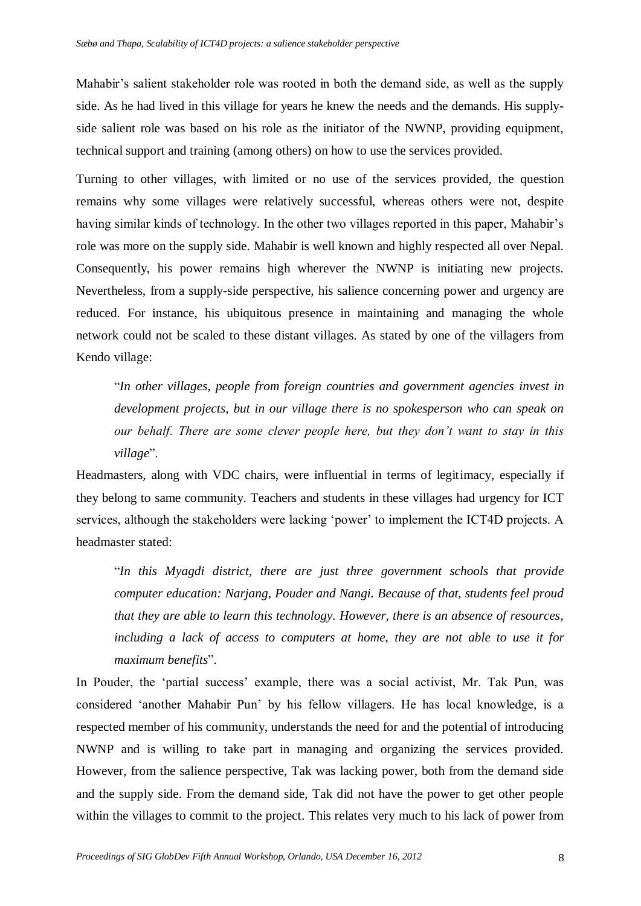Mahabir's salient stakeholder role was rooted in both the demand side, as well as the supply side. As he had lived in this village for years he knew the needs and the demands. His supply-side salient role was based on his role as the initiator of the NWNP, providing equipment, technical support and training (among others) on how to use the services provided.

Turning to other villages, with limited or no use of the services provided, the question remains why some villages were relatively successful, whereas others were not, despite having similar kinds of technology. In the other two villages reported in this paper, Mahabir's role was more on the supply side. Mahabir is well known and highly respected all over Nepal. Consequently, his power remains high wherever the NWNP is initiating new projects. Nevertheless, from a supply-side perspective, his salience concerning power and urgency are reduced. For instance, his ubiquitous presence in maintaining and managing the whole network could not be scaled to these distant villages. As stated by one of the villagers from Kendo village:

> "*In other villages, people from foreign countries and government agencies invest in development projects, but in our village there is no spokesperson who can speak on our behalf. There are some clever people here, but they don't want to stay in this village*".

Headmasters, along with VDC chairs, were influential in terms of legitimacy, especially if they belong to same community. Teachers and students in these villages had urgency for ICT services, although the stakeholders were lacking 'power' to implement the ICT4D projects. A headmaster stated:

> "*In this Myagdi district, there are just three government schools that provide computer education: Narjang, Pouder and Nangi. Because of that, students feel proud that they are able to learn this technology. However, there is an absence of resources, including a lack of access to computers at home, they are not able to use it for maximum benefits*".

In Pouder, the 'partial success' example, there was a social activist, Mr. Tak Pun, was considered 'another Mahabir Pun' by his fellow villagers. He has local knowledge, is a respected member of his community, understands the need for and the potential of introducing NWNP and is willing to take part in managing and organizing the services provided. However, from the salience perspective, Tak was lacking power, both from the demand side and the supply side. From the demand side, Tak did not have the power to get other people within the villages to commit to the project. This relates very much to his lack of power from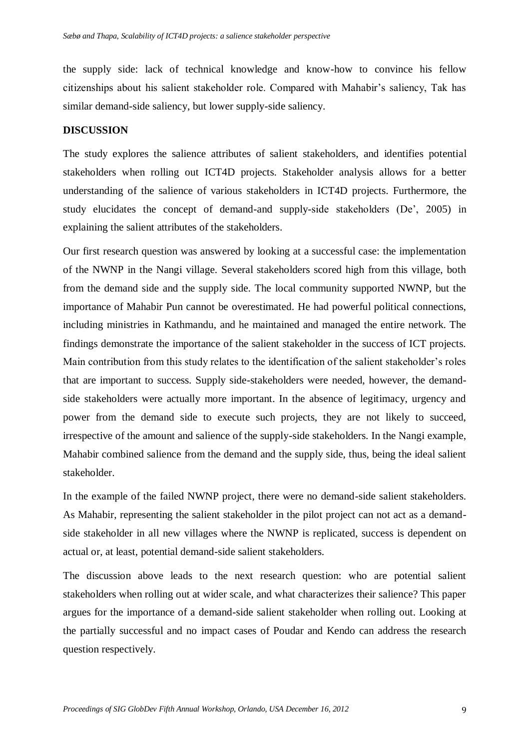the supply side: lack of technical knowledge and know-how to convince his fellow citizenships about his salient stakeholder role. Compared with Mahabir's saliency, Tak has similar demand-side saliency, but lower supply-side saliency.

## DISCUSSION

The study explores the salience attributes of salient stakeholders, and identifies potential stakeholders when rolling out ICT4D projects. Stakeholder analysis allows for a better understanding of the salience of various stakeholders in ICT4D projects. Furthermore, the study elucidates the concept of demand-and supply-side stakeholders (De', 2005) in explaining the salient attributes of the stakeholders.

Our first research question was answered by looking at a successful case: the implementation of the NWNP in the Nangi village. Several stakeholders scored high from this village, both from the demand side and the supply side. The local community supported NWNP, but the importance of Mahabir Pun cannot be overestimated. He had powerful political connections, including ministries in Kathmandu, and he maintained and managed the entire network. The findings demonstrate the importance of the salient stakeholder in the success of ICT projects. Main contribution from this study relates to the identification of the salient stakeholder's roles that are important to success. Supply side-stakeholders were needed, however, the demand-side stakeholders were actually more important. In the absence of legitimacy, urgency and power from the demand side to execute such projects, they are not likely to succeed, irrespective of the amount and salience of the supply-side stakeholders. In the Nangi example, Mahabir combined salience from the demand and the supply side, thus, being the ideal salient stakeholder.

In the example of the failed NWNP project, there were no demand-side salient stakeholders. As Mahabir, representing the salient stakeholder in the pilot project can not act as a demand-side stakeholder in all new villages where the NWNP is replicated, success is dependent on actual or, at least, potential demand-side salient stakeholders.

The discussion above leads to the next research question: who are potential salient stakeholders when rolling out at wider scale, and what characterizes their salience? This paper argues for the importance of a demand-side salient stakeholder when rolling out. Looking at the partially successful and no impact cases of Poudar and Kendo can address the research question respectively.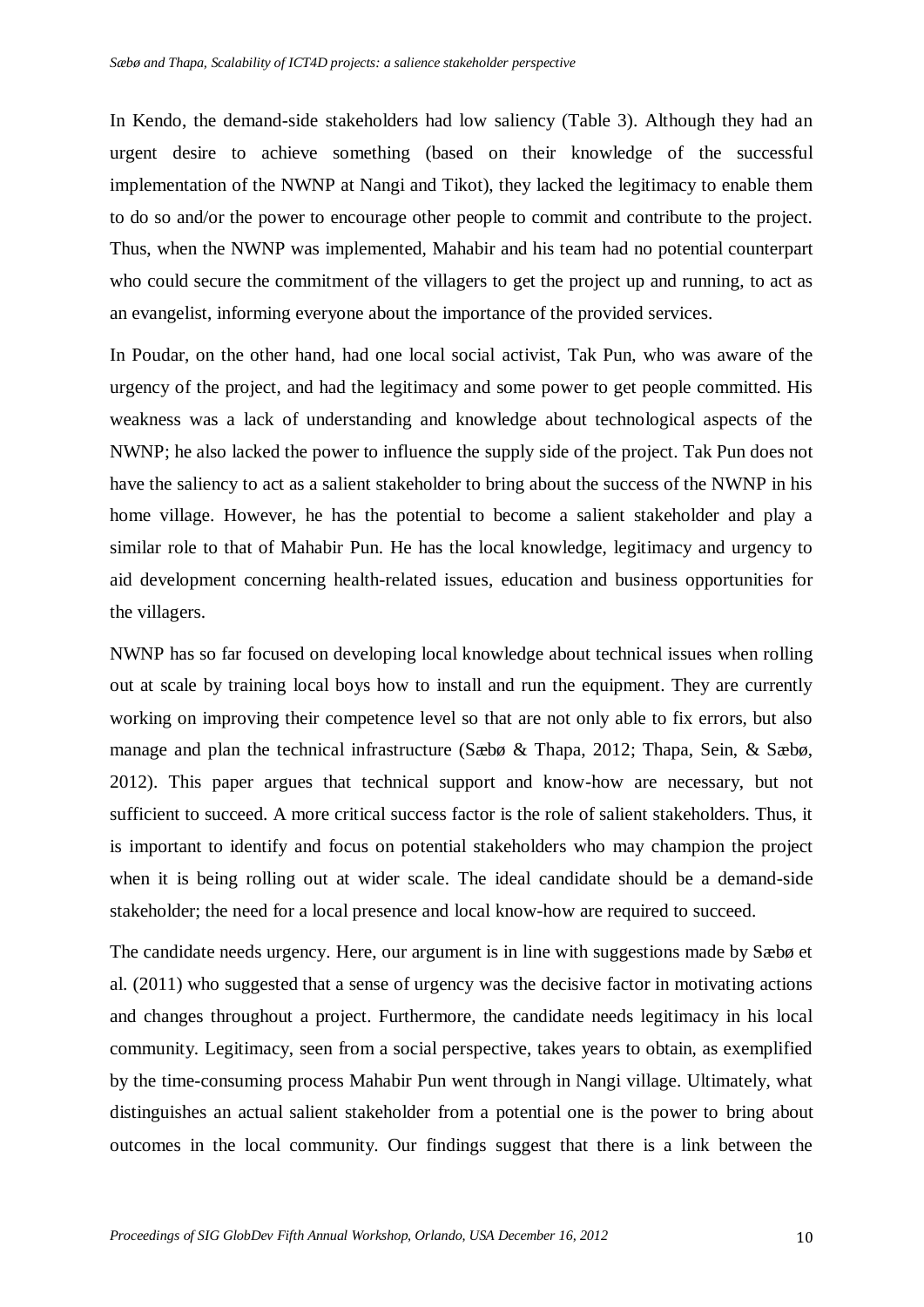In Kendo, the demand-side stakeholders had low saliency (Table 3). Although they had an urgent desire to achieve something (based on their knowledge of the successful implementation of the NWNP at Nangi and Tikot), they lacked the legitimacy to enable them to do so and/or the power to encourage other people to commit and contribute to the project. Thus, when the NWNP was implemented, Mahabir and his team had no potential counterpart who could secure the commitment of the villagers to get the project up and running, to act as an evangelist, informing everyone about the importance of the provided services.

In Poudar, on the other hand, had one local social activist, Tak Pun, who was aware of the urgency of the project, and had the legitimacy and some power to get people committed. His weakness was a lack of understanding and knowledge about technological aspects of the NWNP; he also lacked the power to influence the supply side of the project. Tak Pun does not have the saliency to act as a salient stakeholder to bring about the success of the NWNP in his home village. However, he has the potential to become a salient stakeholder and play a similar role to that of Mahabir Pun. He has the local knowledge, legitimacy and urgency to aid development concerning health-related issues, education and business opportunities for the villagers.

NWNP has so far focused on developing local knowledge about technical issues when rolling out at scale by training local boys how to install and run the equipment. They are currently working on improving their competence level so that are not only able to fix errors, but also manage and plan the technical infrastructure (Sæbø & Thapa, 2012; Thapa, Sein, & Sæbø, 2012). This paper argues that technical support and know-how are necessary, but not sufficient to succeed. A more critical success factor is the role of salient stakeholders. Thus, it is important to identify and focus on potential stakeholders who may champion the project when it is being rolling out at wider scale. The ideal candidate should be a demand-side stakeholder; the need for a local presence and local know-how are required to succeed.

The candidate needs urgency. Here, our argument is in line with suggestions made by Sæbø et al. (2011) who suggested that a sense of urgency was the decisive factor in motivating actions and changes throughout a project. Furthermore, the candidate needs legitimacy in his local community. Legitimacy, seen from a social perspective, takes years to obtain, as exemplified by the time-consuming process Mahabir Pun went through in Nangi village. Ultimately, what distinguishes an actual salient stakeholder from a potential one is the power to bring about outcomes in the local community. Our findings suggest that there is a link between the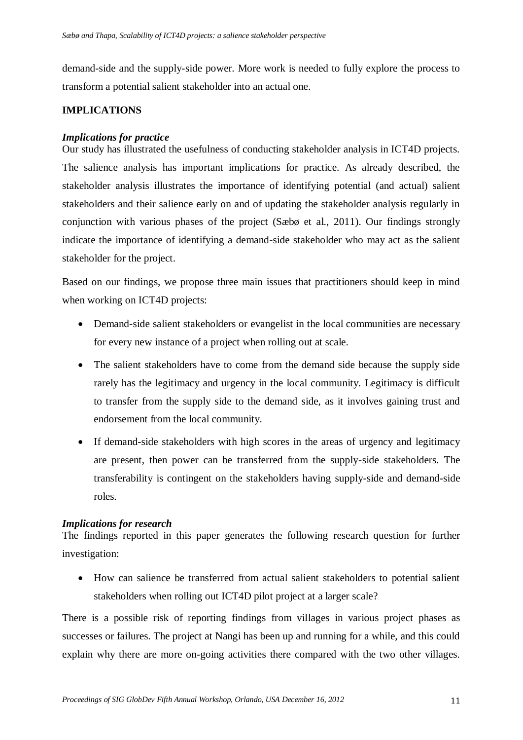demand-side and the supply-side power. More work is needed to fully explore the process to transform a potential salient stakeholder into an actual one.

## IMPLICATIONS

### *Implications for practice*

Our study has illustrated the usefulness of conducting stakeholder analysis in ICT4D projects. The salience analysis has important implications for practice. As already described, the stakeholder analysis illustrates the importance of identifying potential (and actual) salient stakeholders and their salience early on and of updating the stakeholder analysis regularly in conjunction with various phases of the project (Sæbø et al., 2011). Our findings strongly indicate the importance of identifying a demand-side stakeholder who may act as the salient stakeholder for the project.

Based on our findings, we propose three main issues that practitioners should keep in mind when working on ICT4D projects:

- Demand-side salient stakeholders or evangelist in the local communities are necessary for every new instance of a project when rolling out at scale.
- The salient stakeholders have to come from the demand side because the supply side rarely has the legitimacy and urgency in the local community. Legitimacy is difficult to transfer from the supply side to the demand side, as it involves gaining trust and endorsement from the local community.
- If demand-side stakeholders with high scores in the areas of urgency and legitimacy are present, then power can be transferred from the supply-side stakeholders. The transferability is contingent on the stakeholders having supply-side and demand-side roles.

### *Implications for research*

The findings reported in this paper generates the following research question for further investigation:

- How can salience be transferred from actual salient stakeholders to potential salient stakeholders when rolling out ICT4D pilot project at a larger scale?

There is a possible risk of reporting findings from villages in various project phases as successes or failures. The project at Nangi has been up and running for a while, and this could explain why there are more on-going activities there compared with the two other villages.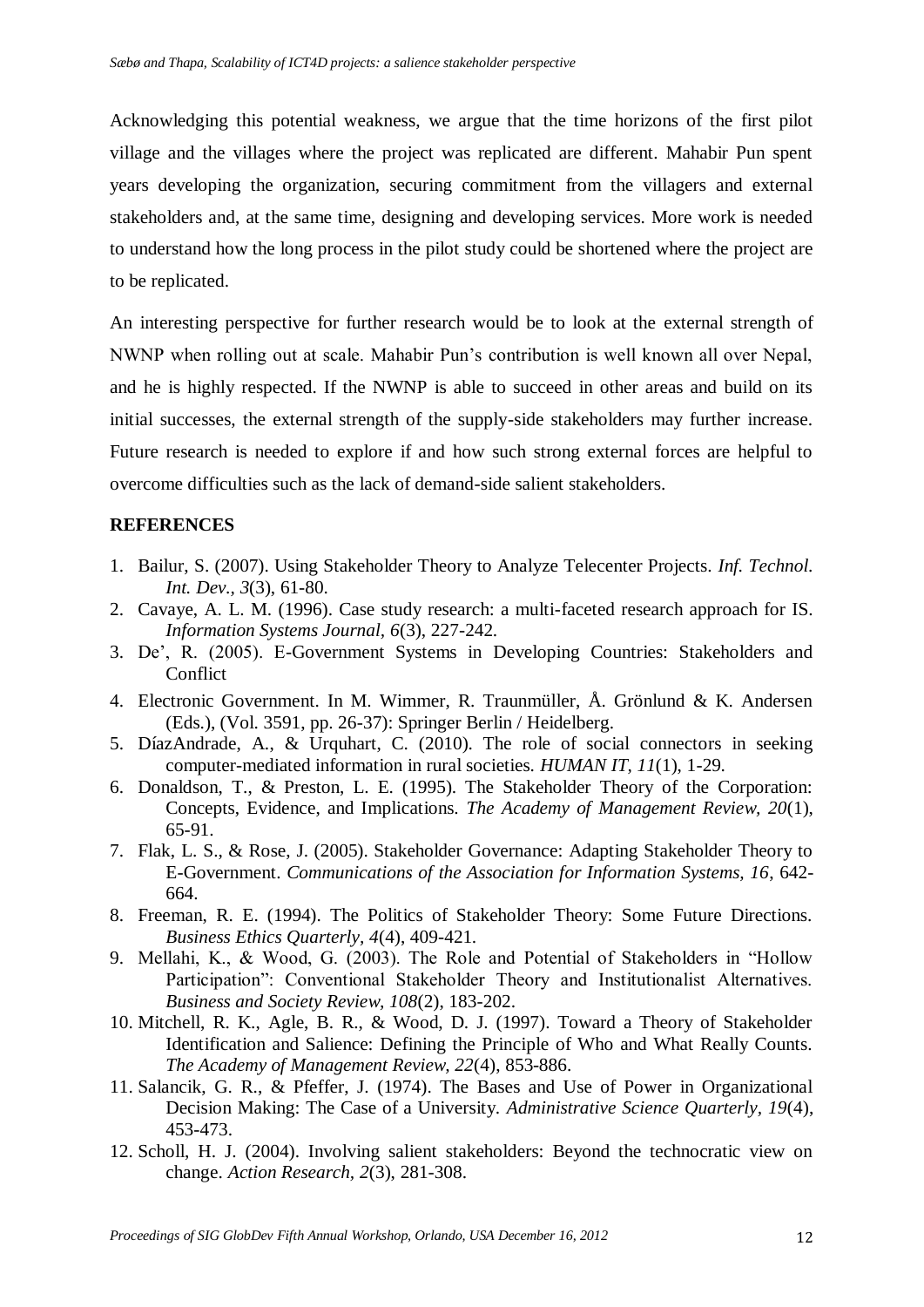Acknowledging this potential weakness, we argue that the time horizons of the first pilot village and the villages where the project was replicated are different. Mahabir Pun spent years developing the organization, securing commitment from the villagers and external stakeholders and, at the same time, designing and developing services. More work is needed to understand how the long process in the pilot study could be shortened where the project are to be replicated.

An interesting perspective for further research would be to look at the external strength of NWNP when rolling out at scale. Mahabir Pun's contribution is well known all over Nepal, and he is highly respected. If the NWNP is able to succeed in other areas and build on its initial successes, the external strength of the supply-side stakeholders may further increase. Future research is needed to explore if and how such strong external forces are helpful to overcome difficulties such as the lack of demand-side salient stakeholders.

## REFERENCES

1. Bailur, S. (2007). Using Stakeholder Theory to Analyze Telecenter Projects. *Inf. Technol. Int. Dev., 3*(3), 61-80.
2. Cavaye, A. L. M. (1996). Case study research: a multi-faceted research approach for IS. *Information Systems Journal, 6*(3), 227-242.
3. De', R. (2005). E-Government Systems in Developing Countries: Stakeholders and Conflict
4. Electronic Government. In M. Wimmer, R. Traunmüller, Å. Grönlund & K. Andersen (Eds.), (Vol. 3591, pp. 26-37): Springer Berlin / Heidelberg.
5. DíazAndrade, A., & Urquhart, C. (2010). The role of social connectors in seeking computer-mediated information in rural societies. *HUMAN IT, 11*(1), 1-29.
6. Donaldson, T., & Preston, L. E. (1995). The Stakeholder Theory of the Corporation: Concepts, Evidence, and Implications. *The Academy of Management Review, 20*(1), 65-91.
7. Flak, L. S., & Rose, J. (2005). Stakeholder Governance: Adapting Stakeholder Theory to E-Government. *Communications of the Association for Information Systems, 16*, 642-664.
8. Freeman, R. E. (1994). The Politics of Stakeholder Theory: Some Future Directions. *Business Ethics Quarterly, 4*(4), 409-421.
9. Mellahi, K., & Wood, G. (2003). The Role and Potential of Stakeholders in "Hollow Participation": Conventional Stakeholder Theory and Institutionalist Alternatives. *Business and Society Review, 108*(2), 183-202.
10. Mitchell, R. K., Agle, B. R., & Wood, D. J. (1997). Toward a Theory of Stakeholder Identification and Salience: Defining the Principle of Who and What Really Counts. *The Academy of Management Review, 22*(4), 853-886.
11. Salancik, G. R., & Pfeffer, J. (1974). The Bases and Use of Power in Organizational Decision Making: The Case of a University. *Administrative Science Quarterly, 19*(4), 453-473.
12. Scholl, H. J. (2004). Involving salient stakeholders: Beyond the technocratic view on change. *Action Research, 2*(3), 281-308.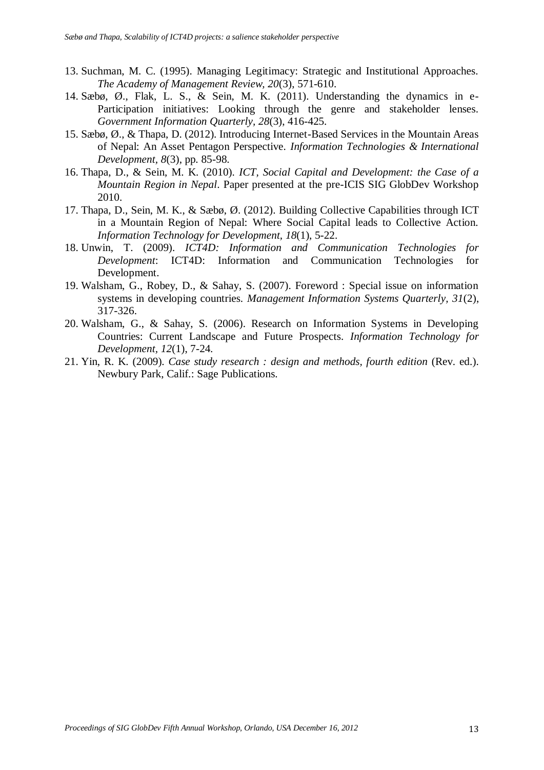13. Suchman, M. C. (1995). Managing Legitimacy: Strategic and Institutional Approaches. *The Academy of Management Review, 20*(3), 571-610.
14. Sæbø, Ø., Flak, L. S., & Sein, M. K. (2011). Understanding the dynamics in e-Participation initiatives: Looking through the genre and stakeholder lenses. *Government Information Quarterly, 28*(3), 416-425.
15. Sæbø, Ø., & Thapa, D. (2012). Introducing Internet-Based Services in the Mountain Areas of Nepal: An Asset Pentagon Perspective. *Information Technologies & International Development*, *8*(3), pp. 85-98.
16. Thapa, D., & Sein, M. K. (2010). *ICT, Social Capital and Development: the Case of a Mountain Region in Nepal*. Paper presented at the pre-ICIS SIG GlobDev Workshop 2010.
17. Thapa, D., Sein, M. K., & Sæbø, Ø. (2012). Building Collective Capabilities through ICT in a Mountain Region of Nepal: Where Social Capital leads to Collective Action. *Information Technology for Development, 18*(1), 5-22.
18. Unwin, T. (2009). *ICT4D: Information and Communication Technologies for Development*: ICT4D: Information and Communication Technologies for Development.
19. Walsham, G., Robey, D., & Sahay, S. (2007). Foreword : Special issue on information systems in developing countries. *Management Information Systems Quarterly, 31*(2), 317-326.
20. Walsham, G., & Sahay, S. (2006). Research on Information Systems in Developing Countries: Current Landscape and Future Prospects. *Information Technology for Development, 12*(1), 7-24.
21. Yin, R. K. (2009). *Case study research : design and methods, fourth edition* (Rev. ed.). Newbury Park, Calif.: Sage Publications.